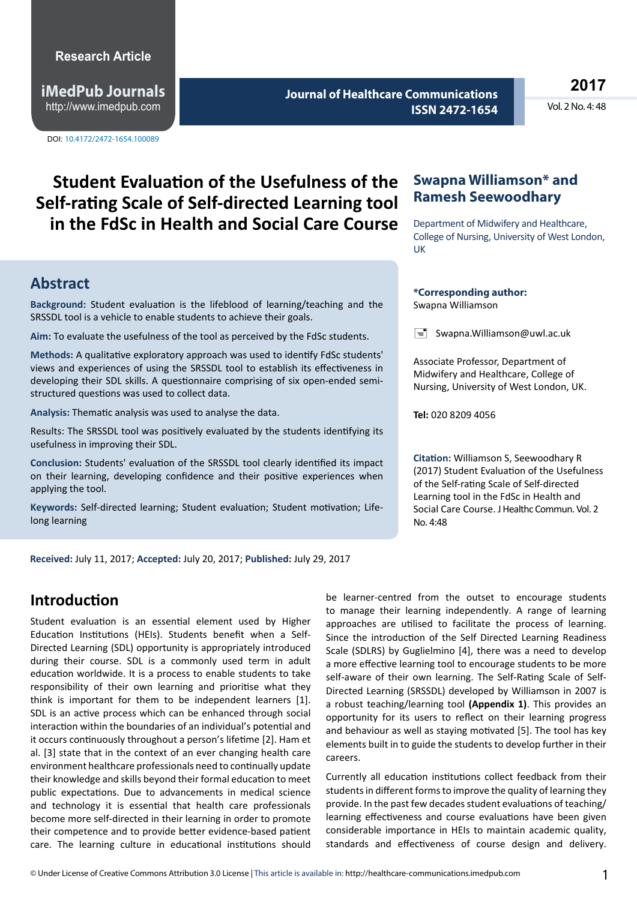Research Article

iMedPub Journals
http://www.imedpub.com

DOI: 10.4172/2472-1654.100089

# Student Evaluation of the Usefulness of the Self-rating Scale of Self-directed Learning tool in the FdSc in Health and Social Care Course

**Swapna Williamson* and Ramesh Seewoodhary**

Department of Midwifery and Healthcare, College of Nursing, University of West London, UK

**\*Corresponding author:**
Swapna Williamson

Swapna.Williamson@uwl.ac.uk

Associate Professor, Department of Midwifery and Healthcare, College of Nursing, University of West London, UK.

**Tel:** 020 8209 4056

**Citation:** Williamson S, Seewoodhary R (2017) Student Evaluation of the Usefulness of the Self-rating Scale of Self-directed Learning tool in the FdSc in Health and Social Care Course. J Healthc Commun. Vol. 2 No. 4:48

## Abstract

**Background:** Student evaluation is the lifeblood of learning/teaching and the SRSSDL tool is a vehicle to enable students to achieve their goals.

**Aim:** To evaluate the usefulness of the tool as perceived by the FdSc students.

**Methods:** A qualitative exploratory approach was used to identify FdSc students' views and experiences of using the SRSSDL tool to establish its effectiveness in developing their SDL skills. A questionnaire comprising of six open-ended semi-structured questions was used to collect data.

**Analysis:** Thematic analysis was used to analyse the data.

Results: The SRSSDL tool was positively evaluated by the students identifying its usefulness in improving their SDL.

**Conclusion:** Students' evaluation of the SRSSDL tool clearly identified its impact on their learning, developing confidence and their positive experiences when applying the tool.

**Keywords:** Self-directed learning; Student evaluation; Student motivation; Life-long learning

**Received:** July 11, 2017; **Accepted:** July 20, 2017; **Published:** July 29, 2017

## Introduction

Student evaluation is an essential element used by Higher Education Institutions (HEIs). Students benefit when a Self-Directed Learning (SDL) opportunity is appropriately introduced during their course. SDL is a commonly used term in adult education worldwide. It is a process to enable students to take responsibility of their own learning and prioritise what they think is important for them to be independent learners [1]. SDL is an active process which can be enhanced through social interaction within the boundaries of an individual's potential and it occurs continuously throughout a person's lifetime [2]. Ham et al. [3] state that in the context of an ever changing health care environment healthcare professionals need to continually update their knowledge and skills beyond their formal education to meet public expectations. Due to advancements in medical science and technology it is essential that health care professionals become more self-directed in their learning in order to promote their competence and to provide better evidence-based patient care. The learning culture in educational institutions should be learner-centred from the outset to encourage students to manage their learning independently. A range of learning approaches are utilised to facilitate the process of learning. Since the introduction of the Self Directed Learning Readiness Scale (SDLRS) by Guglielmino [4], there was a need to develop a more effective learning tool to encourage students to be more self-aware of their own learning. The Self-Rating Scale of Self-Directed Learning (SRSSDL) developed by Williamson in 2007 is a robust teaching/learning tool **(Appendix 1)**. This provides an opportunity for its users to reflect on their learning progress and behaviour as well as staying motivated [5]. The tool has key elements built in to guide the students to develop further in their careers.

Currently all education institutions collect feedback from their students in different forms to improve the quality of learning they provide. In the past few decades student evaluations of teaching/learning effectiveness and course evaluations have been given considerable importance in HEIs to maintain academic quality, standards and effectiveness of course design and delivery.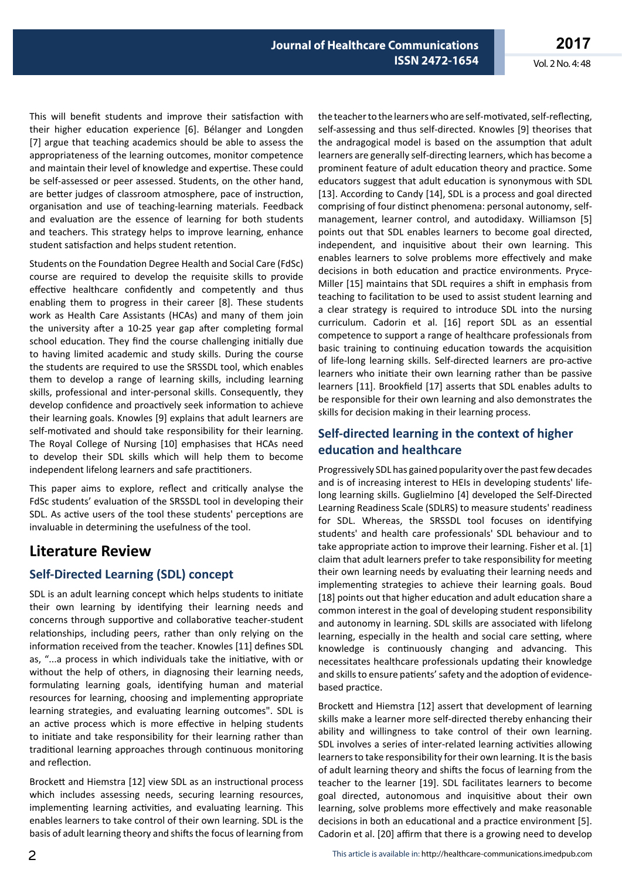This will benefit students and improve their satisfaction with their higher education experience [6]. Bélanger and Longden [7] argue that teaching academics should be able to assess the appropriateness of the learning outcomes, monitor competence and maintain their level of knowledge and expertise. These could be self-assessed or peer assessed. Students, on the other hand, are better judges of classroom atmosphere, pace of instruction, organisation and use of teaching-learning materials. Feedback and evaluation are the essence of learning for both students and teachers. This strategy helps to improve learning, enhance student satisfaction and helps student retention.

Students on the Foundation Degree Health and Social Care (FdSc) course are required to develop the requisite skills to provide effective healthcare confidently and competently and thus enabling them to progress in their career [8]. These students work as Health Care Assistants (HCAs) and many of them join the university after a 10-25 year gap after completing formal school education. They find the course challenging initially due to having limited academic and study skills. During the course the students are required to use the SRSSDL tool, which enables them to develop a range of learning skills, including learning skills, professional and inter-personal skills. Consequently, they develop confidence and proactively seek information to achieve their learning goals. Knowles [9] explains that adult learners are self-motivated and should take responsibility for their learning. The Royal College of Nursing [10] emphasises that HCAs need to develop their SDL skills which will help them to become independent lifelong learners and safe practitioners.

This paper aims to explore, reflect and critically analyse the FdSc students' evaluation of the SRSSDL tool in developing their SDL. As active users of the tool these students' perceptions are invaluable in determining the usefulness of the tool.

# Literature Review

## Self-Directed Learning (SDL) concept

SDL is an adult learning concept which helps students to initiate their own learning by identifying their learning needs and concerns through supportive and collaborative teacher-student relationships, including peers, rather than only relying on the information received from the teacher. Knowles [11] defines SDL as, "...a process in which individuals take the initiative, with or without the help of others, in diagnosing their learning needs, formulating learning goals, identifying human and material resources for learning, choosing and implementing appropriate learning strategies, and evaluating learning outcomes". SDL is an active process which is more effective in helping students to initiate and take responsibility for their learning rather than traditional learning approaches through continuous monitoring and reflection.

Brockett and Hiemstra [12] view SDL as an instructional process which includes assessing needs, securing learning resources, implementing learning activities, and evaluating learning. This enables learners to take control of their own learning. SDL is the basis of adult learning theory and shifts the focus of learning from the teacher to the learners who are self-motivated, self-reflecting, self-assessing and thus self-directed. Knowles [9] theorises that the andragogical model is based on the assumption that adult learners are generally self-directing learners, which has become a prominent feature of adult education theory and practice. Some educators suggest that adult education is synonymous with SDL [13]. According to Candy [14], SDL is a process and goal directed comprising of four distinct phenomena: personal autonomy, self-management, learner control, and autodidaxy. Williamson [5] points out that SDL enables learners to become goal directed, independent, and inquisitive about their own learning. This enables learners to solve problems more effectively and make decisions in both education and practice environments. Pryce-Miller [15] maintains that SDL requires a shift in emphasis from teaching to facilitation to be used to assist student learning and a clear strategy is required to introduce SDL into the nursing curriculum. Cadorin et al. [16] report SDL as an essential competence to support a range of healthcare professionals from basic training to continuing education towards the acquisition of life-long learning skills. Self-directed learners are pro-active learners who initiate their own learning rather than be passive learners [11]. Brookfield [17] asserts that SDL enables adults to be responsible for their own learning and also demonstrates the skills for decision making in their learning process.

## Self-directed learning in the context of higher education and healthcare

Progressively SDL has gained popularity over the past few decades and is of increasing interest to HEIs in developing students' life-long learning skills. Guglielmino [4] developed the Self-Directed Learning Readiness Scale (SDLRS) to measure students' readiness for SDL. Whereas, the SRSSDL tool focuses on identifying students' and health care professionals' SDL behaviour and to take appropriate action to improve their learning. Fisher et al. [1] claim that adult learners prefer to take responsibility for meeting their own learning needs by evaluating their learning needs and implementing strategies to achieve their learning goals. Boud [18] points out that higher education and adult education share a common interest in the goal of developing student responsibility and autonomy in learning. SDL skills are associated with lifelong learning, especially in the health and social care setting, where knowledge is continuously changing and advancing. This necessitates healthcare professionals updating their knowledge and skills to ensure patients' safety and the adoption of evidence-based practice.

Brockett and Hiemstra [12] assert that development of learning skills make a learner more self-directed thereby enhancing their ability and willingness to take control of their own learning. SDL involves a series of inter-related learning activities allowing learners to take responsibility for their own learning. It is the basis of adult learning theory and shifts the focus of learning from the teacher to the learner [19]. SDL facilitates learners to become goal directed, autonomous and inquisitive about their own learning, solve problems more effectively and make reasonable decisions in both an educational and a practice environment [5]. Cadorin et al. [20] affirm that there is a growing need to develop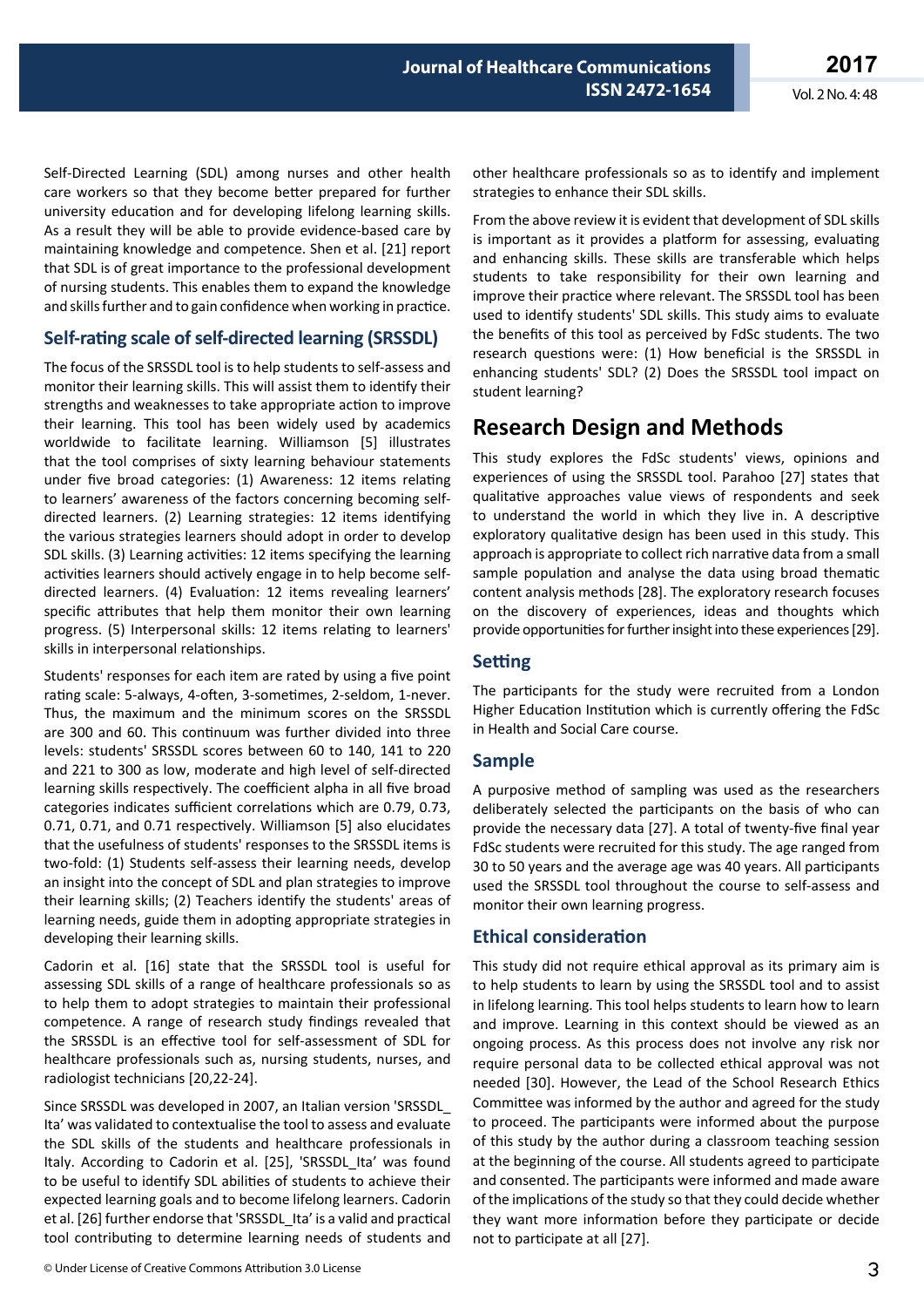Self-Directed Learning (SDL) among nurses and other health care workers so that they become better prepared for further university education and for developing lifelong learning skills. As a result they will be able to provide evidence-based care by maintaining knowledge and competence. Shen et al. [21] report that SDL is of great importance to the professional development of nursing students. This enables them to expand the knowledge and skills further and to gain confidence when working in practice.

## Self-rating scale of self-directed learning (SRSSDL)

The focus of the SRSSDL tool is to help students to self-assess and monitor their learning skills. This will assist them to identify their strengths and weaknesses to take appropriate action to improve their learning. This tool has been widely used by academics worldwide to facilitate learning. Williamson [5] illustrates that the tool comprises of sixty learning behaviour statements under five broad categories: (1) Awareness: 12 items relating to learners' awareness of the factors concerning becoming self-directed learners. (2) Learning strategies: 12 items identifying the various strategies learners should adopt in order to develop SDL skills. (3) Learning activities: 12 items specifying the learning activities learners should actively engage in to help become self-directed learners. (4) Evaluation: 12 items revealing learners' specific attributes that help them monitor their own learning progress. (5) Interpersonal skills: 12 items relating to learners' skills in interpersonal relationships.

Students' responses for each item are rated by using a five point rating scale: 5-always, 4-often, 3-sometimes, 2-seldom, 1-never. Thus, the maximum and the minimum scores on the SRSSDL are 300 and 60. This continuum was further divided into three levels: students' SRSSDL scores between 60 to 140, 141 to 220 and 221 to 300 as low, moderate and high level of self-directed learning skills respectively. The coefficient alpha in all five broad categories indicates sufficient correlations which are 0.79, 0.73, 0.71, 0.71, and 0.71 respectively. Williamson [5] also elucidates that the usefulness of students' responses to the SRSSDL items is two-fold: (1) Students self-assess their learning needs, develop an insight into the concept of SDL and plan strategies to improve their learning skills; (2) Teachers identify the students' areas of learning needs, guide them in adopting appropriate strategies in developing their learning skills.

Cadorin et al. [16] state that the SRSSDL tool is useful for assessing SDL skills of a range of healthcare professionals so as to help them to adopt strategies to maintain their professional competence. A range of research study findings revealed that the SRSSDL is an effective tool for self-assessment of SDL for healthcare professionals such as, nursing students, nurses, and radiologist technicians [20,22-24].

Since SRSSDL was developed in 2007, an Italian version 'SRSSDL_Ita' was validated to contextualise the tool to assess and evaluate the SDL skills of the students and healthcare professionals in Italy. According to Cadorin et al. [25], 'SRSSDL_Ita' was found to be useful to identify SDL abilities of students to achieve their expected learning goals and to become lifelong learners. Cadorin et al. [26] further endorse that 'SRSSDL_Ita' is a valid and practical tool contributing to determine learning needs of students and other healthcare professionals so as to identify and implement strategies to enhance their SDL skills.

From the above review it is evident that development of SDL skills is important as it provides a platform for assessing, evaluating and enhancing skills. These skills are transferable which helps students to take responsibility for their own learning and improve their practice where relevant. The SRSSDL tool has been used to identify students' SDL skills. This study aims to evaluate the benefits of this tool as perceived by FdSc students. The two research questions were: (1) How beneficial is the SRSSDL in enhancing students' SDL? (2) Does the SRSSDL tool impact on student learning?

# Research Design and Methods

This study explores the FdSc students' views, opinions and experiences of using the SRSSDL tool. Parahoo [27] states that qualitative approaches value views of respondents and seek to understand the world in which they live in. A descriptive exploratory qualitative design has been used in this study. This approach is appropriate to collect rich narrative data from a small sample population and analyse the data using broad thematic content analysis methods [28]. The exploratory research focuses on the discovery of experiences, ideas and thoughts which provide opportunities for further insight into these experiences [29].

## Setting

The participants for the study were recruited from a London Higher Education Institution which is currently offering the FdSc in Health and Social Care course.

## Sample

A purposive method of sampling was used as the researchers deliberately selected the participants on the basis of who can provide the necessary data [27]. A total of twenty-five final year FdSc students were recruited for this study. The age ranged from 30 to 50 years and the average age was 40 years. All participants used the SRSSDL tool throughout the course to self-assess and monitor their own learning progress.

## Ethical consideration

This study did not require ethical approval as its primary aim is to help students to learn by using the SRSSDL tool and to assist in lifelong learning. This tool helps students to learn how to learn and improve. Learning in this context should be viewed as an ongoing process. As this process does not involve any risk nor require personal data to be collected ethical approval was not needed [30]. However, the Lead of the School Research Ethics Committee was informed by the author and agreed for the study to proceed. The participants were informed about the purpose of this study by the author during a classroom teaching session at the beginning of the course. All students agreed to participate and consented. The participants were informed and made aware of the implications of the study so that they could decide whether they want more information before they participate or decide not to participate at all [27].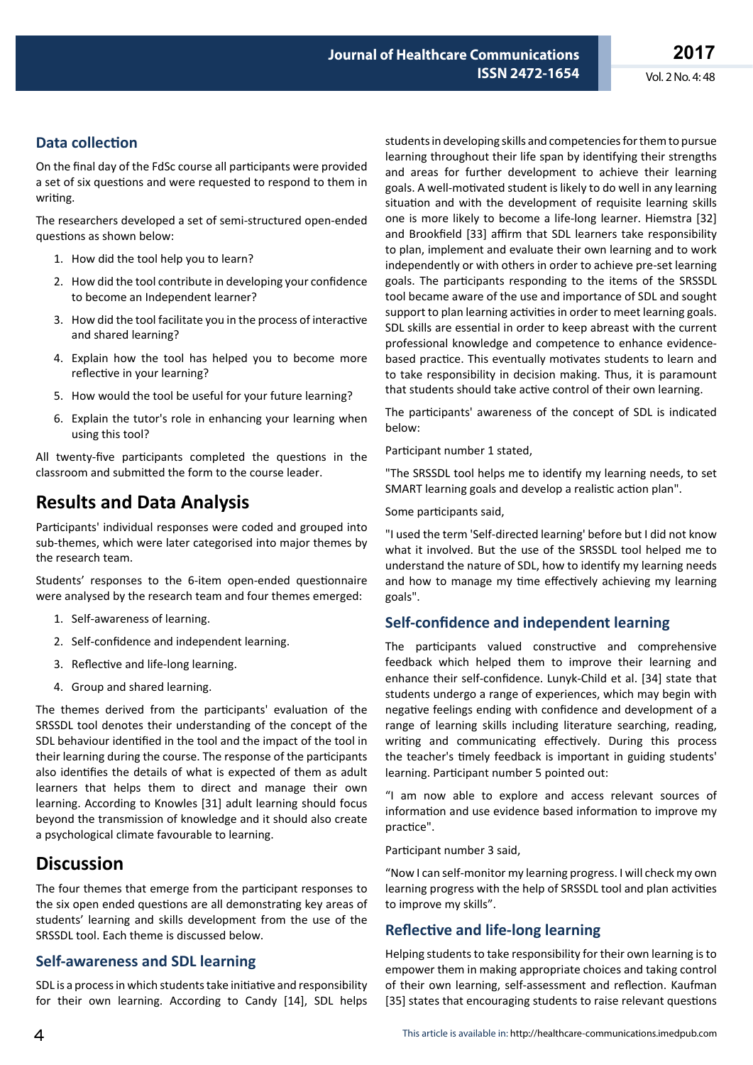### Data collection

On the final day of the FdSc course all participants were provided a set of six questions and were requested to respond to them in writing.

The researchers developed a set of semi-structured open-ended questions as shown below:

1. How did the tool help you to learn?
2. How did the tool contribute in developing your confidence to become an Independent learner?
3. How did the tool facilitate you in the process of interactive and shared learning?
4. Explain how the tool has helped you to become more reflective in your learning?
5. How would the tool be useful for your future learning?
6. Explain the tutor's role in enhancing your learning when using this tool?

All twenty-five participants completed the questions in the classroom and submitted the form to the course leader.

## Results and Data Analysis

Participants' individual responses were coded and grouped into sub-themes, which were later categorised into major themes by the research team.

Students' responses to the 6-item open-ended questionnaire were analysed by the research team and four themes emerged:

1. Self-awareness of learning.
2. Self-confidence and independent learning.
3. Reflective and life-long learning.
4. Group and shared learning.

The themes derived from the participants' evaluation of the SRSSDL tool denotes their understanding of the concept of the SDL behaviour identified in the tool and the impact of the tool in their learning during the course. The response of the participants also identifies the details of what is expected of them as adult learners that helps them to direct and manage their own learning. According to Knowles [31] adult learning should focus beyond the transmission of knowledge and it should also create a psychological climate favourable to learning.

## Discussion

The four themes that emerge from the participant responses to the six open ended questions are all demonstrating key areas of students' learning and skills development from the use of the SRSSDL tool. Each theme is discussed below.

### Self-awareness and SDL learning

SDL is a process in which students take initiative and responsibility for their own learning. According to Candy [14], SDL helps students in developing skills and competencies for them to pursue learning throughout their life span by identifying their strengths and areas for further development to achieve their learning goals. A well-motivated student is likely to do well in any learning situation and with the development of requisite learning skills one is more likely to become a life-long learner. Hiemstra [32] and Brookfield [33] affirm that SDL learners take responsibility to plan, implement and evaluate their own learning and to work independently or with others in order to achieve pre-set learning goals. The participants responding to the items of the SRSSDL tool became aware of the use and importance of SDL and sought support to plan learning activities in order to meet learning goals. SDL skills are essential in order to keep abreast with the current professional knowledge and competence to enhance evidence-based practice. This eventually motivates students to learn and to take responsibility in decision making. Thus, it is paramount that students should take active control of their own learning.

The participants' awareness of the concept of SDL is indicated below:

Participant number 1 stated,

"The SRSSDL tool helps me to identify my learning needs, to set SMART learning goals and develop a realistic action plan".

Some participants said,

"I used the term 'Self-directed learning' before but I did not know what it involved. But the use of the SRSSDL tool helped me to understand the nature of SDL, how to identify my learning needs and how to manage my time effectively achieving my learning goals".

### Self-confidence and independent learning

The participants valued constructive and comprehensive feedback which helped them to improve their learning and enhance their self-confidence. Lunyk-Child et al. [34] state that students undergo a range of experiences, which may begin with negative feelings ending with confidence and development of a range of learning skills including literature searching, reading, writing and communicating effectively. During this process the teacher's timely feedback is important in guiding students' learning. Participant number 5 pointed out:

"I am now able to explore and access relevant sources of information and use evidence based information to improve my practice".

Participant number 3 said,

"Now I can self-monitor my learning progress. I will check my own learning progress with the help of SRSSDL tool and plan activities to improve my skills".

### Reflective and life-long learning

Helping students to take responsibility for their own learning is to empower them in making appropriate choices and taking control of their own learning, self-assessment and reflection. Kaufman [35] states that encouraging students to raise relevant questions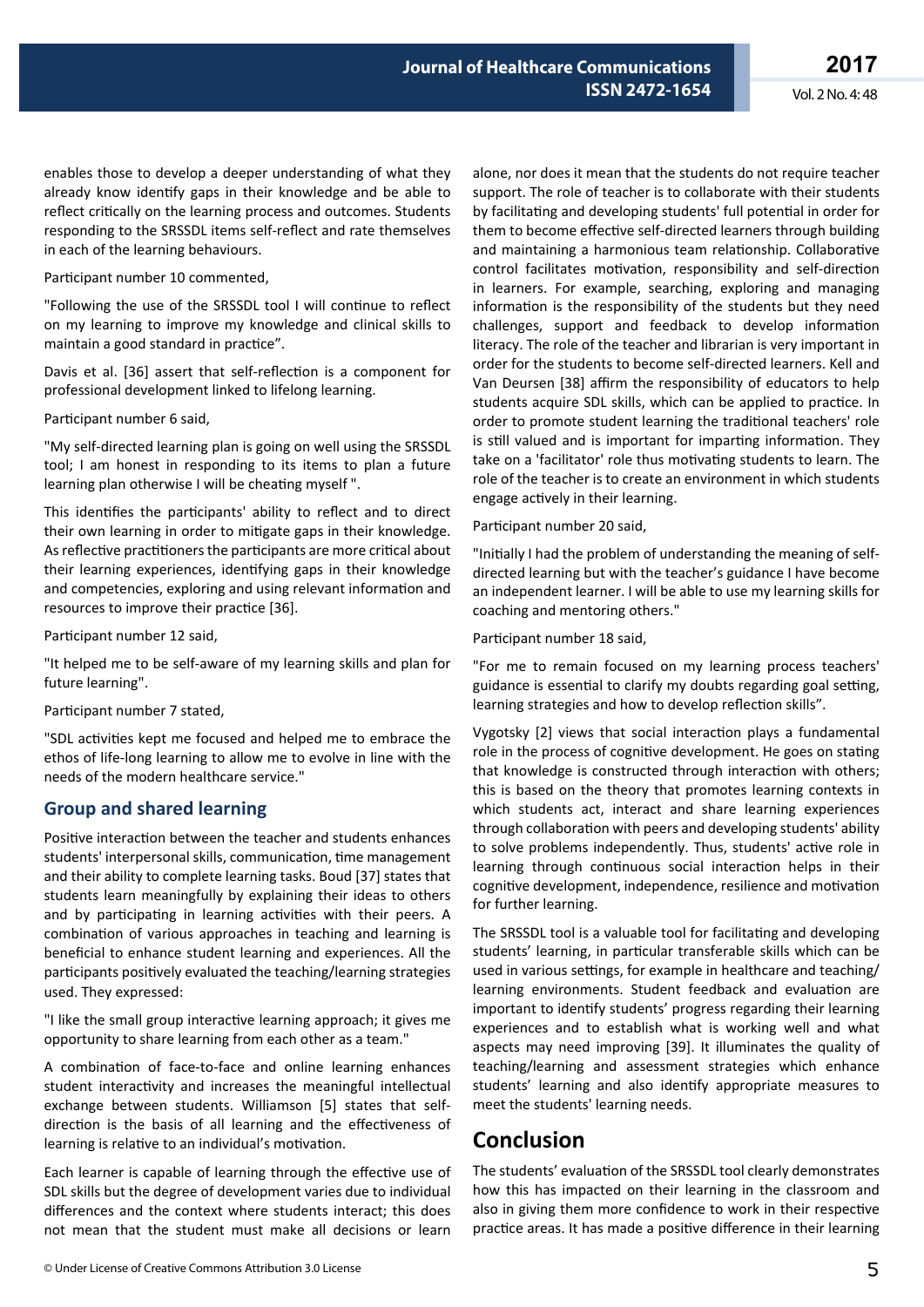enables those to develop a deeper understanding of what they already know identify gaps in their knowledge and be able to reflect critically on the learning process and outcomes. Students responding to the SRSSDL items self-reflect and rate themselves in each of the learning behaviours.

Participant number 10 commented,

"Following the use of the SRSSDL tool I will continue to reflect on my learning to improve my knowledge and clinical skills to maintain a good standard in practice".

Davis et al. [36] assert that self-reflection is a component for professional development linked to lifelong learning.

Participant number 6 said,

"My self-directed learning plan is going on well using the SRSSDL tool; I am honest in responding to its items to plan a future learning plan otherwise I will be cheating myself ".

This identifies the participants' ability to reflect and to direct their own learning in order to mitigate gaps in their knowledge. As reflective practitioners the participants are more critical about their learning experiences, identifying gaps in their knowledge and competencies, exploring and using relevant information and resources to improve their practice [36].

Participant number 12 said,

"It helped me to be self-aware of my learning skills and plan for future learning".

Participant number 7 stated,

"SDL activities kept me focused and helped me to embrace the ethos of life-long learning to allow me to evolve in line with the needs of the modern healthcare service."

## Group and shared learning

Positive interaction between the teacher and students enhances students' interpersonal skills, communication, time management and their ability to complete learning tasks. Boud [37] states that students learn meaningfully by explaining their ideas to others and by participating in learning activities with their peers. A combination of various approaches in teaching and learning is beneficial to enhance student learning and experiences. All the participants positively evaluated the teaching/learning strategies used. They expressed:

"I like the small group interactive learning approach; it gives me opportunity to share learning from each other as a team."

A combination of face-to-face and online learning enhances student interactivity and increases the meaningful intellectual exchange between students. Williamson [5] states that self-direction is the basis of all learning and the effectiveness of learning is relative to an individual's motivation.

Each learner is capable of learning through the effective use of SDL skills but the degree of development varies due to individual differences and the context where students interact; this does not mean that the student must make all decisions or learn alone, nor does it mean that the students do not require teacher support. The role of teacher is to collaborate with their students by facilitating and developing students' full potential in order for them to become effective self-directed learners through building and maintaining a harmonious team relationship. Collaborative control facilitates motivation, responsibility and self-direction in learners. For example, searching, exploring and managing information is the responsibility of the students but they need challenges, support and feedback to develop information literacy. The role of the teacher and librarian is very important in order for the students to become self-directed learners. Kell and Van Deursen [38] affirm the responsibility of educators to help students acquire SDL skills, which can be applied to practice. In order to promote student learning the traditional teachers' role is still valued and is important for imparting information. They take on a 'facilitator' role thus motivating students to learn. The role of the teacher is to create an environment in which students engage actively in their learning.

Participant number 20 said,

"Initially I had the problem of understanding the meaning of self-directed learning but with the teacher's guidance I have become an independent learner. I will be able to use my learning skills for coaching and mentoring others."

Participant number 18 said,

"For me to remain focused on my learning process teachers' guidance is essential to clarify my doubts regarding goal setting, learning strategies and how to develop reflection skills".

Vygotsky [2] views that social interaction plays a fundamental role in the process of cognitive development. He goes on stating that knowledge is constructed through interaction with others; this is based on the theory that promotes learning contexts in which students act, interact and share learning experiences through collaboration with peers and developing students' ability to solve problems independently. Thus, students' active role in learning through continuous social interaction helps in their cognitive development, independence, resilience and motivation for further learning.

The SRSSDL tool is a valuable tool for facilitating and developing students' learning, in particular transferable skills which can be used in various settings, for example in healthcare and teaching/learning environments. Student feedback and evaluation are important to identify students' progress regarding their learning experiences and to establish what is working well and what aspects may need improving [39]. It illuminates the quality of teaching/learning and assessment strategies which enhance students' learning and also identify appropriate measures to meet the students' learning needs.

# Conclusion

The students' evaluation of the SRSSDL tool clearly demonstrates how this has impacted on their learning in the classroom and also in giving them more confidence to work in their respective practice areas. It has made a positive difference in their learning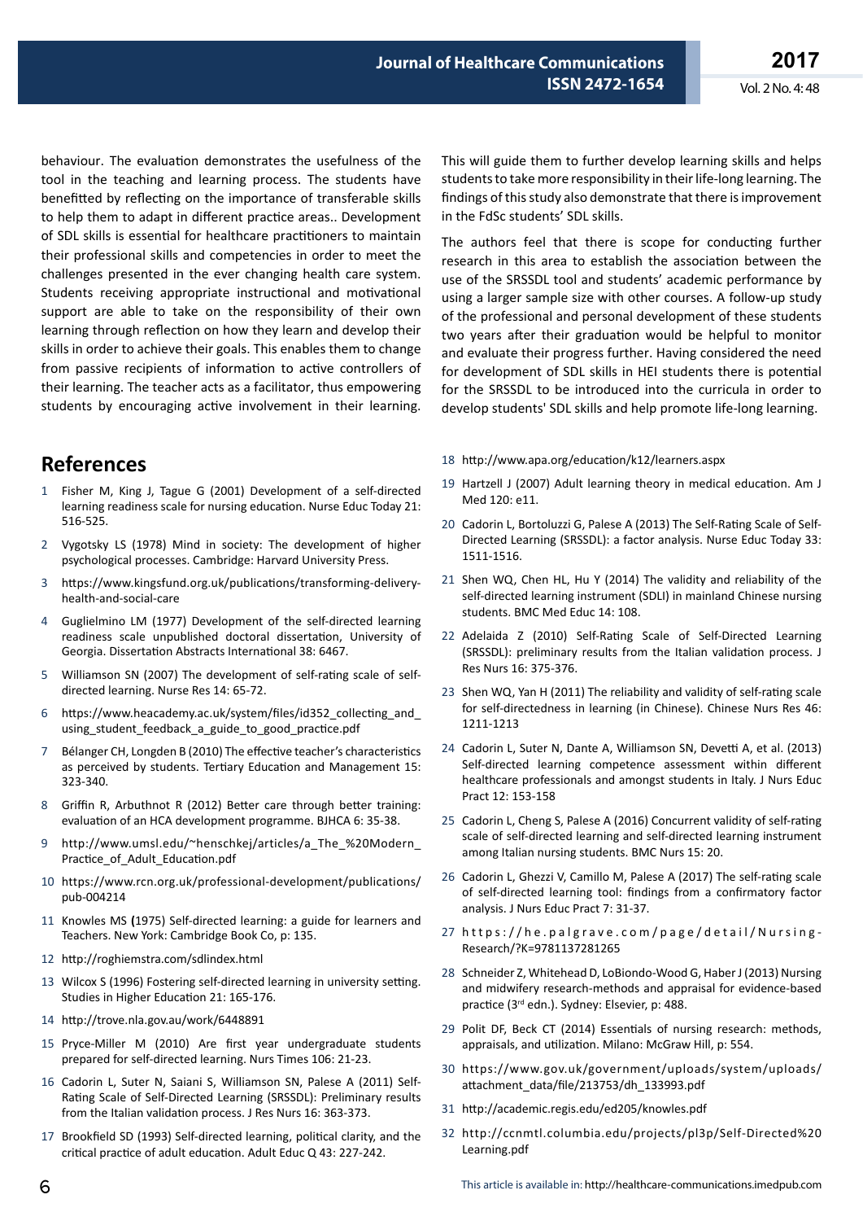behaviour. The evaluation demonstrates the usefulness of the tool in the teaching and learning process. The students have benefitted by reflecting on the importance of transferable skills to help them to adapt in different practice areas.. Development of SDL skills is essential for healthcare practitioners to maintain their professional skills and competencies in order to meet the challenges presented in the ever changing health care system. Students receiving appropriate instructional and motivational support are able to take on the responsibility of their own learning through reflection on how they learn and develop their skills in order to achieve their goals. This enables them to change from passive recipients of information to active controllers of their learning. The teacher acts as a facilitator, thus empowering students by encouraging active involvement in their learning. This will guide them to further develop learning skills and helps students to take more responsibility in their life-long learning. The findings of this study also demonstrate that there is improvement in the FdSc students' SDL skills.

The authors feel that there is scope for conducting further research in this area to establish the association between the use of the SRSSDL tool and students' academic performance by using a larger sample size with other courses. A follow-up study of the professional and personal development of these students two years after their graduation would be helpful to monitor and evaluate their progress further. Having considered the need for development of SDL skills in HEI students there is potential for the SRSSDL to be introduced into the curricula in order to develop students' SDL skills and help promote life-long learning.

## References

1. Fisher M, King J, Tague G (2001) Development of a self-directed learning readiness scale for nursing education. Nurse Educ Today 21: 516-525.
2. Vygotsky LS (1978) Mind in society: The development of higher psychological processes. Cambridge: Harvard University Press.
3. https://www.kingsfund.org.uk/publications/transforming-delivery-health-and-social-care
4. Guglielmino LM (1977) Development of the self-directed learning readiness scale unpublished doctoral dissertation, University of Georgia. Dissertation Abstracts International 38: 6467.
5. Williamson SN (2007) The development of self-rating scale of self-directed learning. Nurse Res 14: 65-72.
6. https://www.heacademy.ac.uk/system/files/id352_collecting_and_using_student_feedback_a_guide_to_good_practice.pdf
7. Bélanger CH, Longden B (2010) The effective teacher's characteristics as perceived by students. Tertiary Education and Management 15: 323-340.
8. Griffin R, Arbuthnot R (2012) Better care through better training: evaluation of an HCA development programme. BJHCA 6: 35-38.
9. http://www.umsl.edu/~henschkej/articles/a_The_%20Modern_Practice_of_Adult_Education.pdf
10. https://www.rcn.org.uk/professional-development/publications/pub-004214
11. Knowles MS **(**1975) Self-directed learning: a guide for learners and Teachers. New York: Cambridge Book Co, p: 135.
12. http://roghiemstra.com/sdlindex.html
13. Wilcox S (1996) Fostering self-directed learning in university setting. Studies in Higher Education 21: 165-176.
14. http://trove.nla.gov.au/work/6448891
15. Pryce-Miller M (2010) Are first year undergraduate students prepared for self-directed learning. Nurs Times 106: 21-23.
16. Cadorin L, Suter N, Saiani S, Williamson SN, Palese A (2011) Self-Rating Scale of Self-Directed Learning (SRSSDL): Preliminary results from the Italian validation process. J Res Nurs 16: 363-373.
17. Brookfield SD (1993) Self-directed learning, political clarity, and the critical practice of adult education. Adult Educ Q 43: 227-242.
18. http://www.apa.org/education/k12/learners.aspx
19. Hartzell J (2007) Adult learning theory in medical education. Am J Med 120: e11.
20. Cadorin L, Bortoluzzi G, Palese A (2013) The Self-Rating Scale of Self-Directed Learning (SRSSDL): a factor analysis. Nurse Educ Today 33: 1511-1516.
21. Shen WQ, Chen HL, Hu Y (2014) The validity and reliability of the self-directed learning instrument (SDLI) in mainland Chinese nursing students. BMC Med Educ 14: 108.
22. Adelaida Z (2010) Self-Rating Scale of Self-Directed Learning (SRSSDL): preliminary results from the Italian validation process. J Res Nurs 16: 375-376.
23. Shen WQ, Yan H (2011) The reliability and validity of self-rating scale for self-directedness in learning (in Chinese). Chinese Nurs Res 46: 1211-1213
24. Cadorin L, Suter N, Dante A, Williamson SN, Devetti A, et al. (2013) Self-directed learning competence assessment within different healthcare professionals and amongst students in Italy. J Nurs Educ Pract 12: 153-158
25. Cadorin L, Cheng S, Palese A (2016) Concurrent validity of self-rating scale of self-directed learning and self-directed learning instrument among Italian nursing students. BMC Nurs 15: 20.
26. Cadorin L, Ghezzi V, Camillo M, Palese A (2017) The self-rating scale of self-directed learning tool: findings from a confirmatory factor analysis. J Nurs Educ Pract 7: 31-37.
27. https://he.palgrave.com/page/detail/Nursing-Research/?K=9781137281265
28. Schneider Z, Whitehead D, LoBiondo-Wood G, Haber J (2013) Nursing and midwifery research-methods and appraisal for evidence-based practice (3rd edn.). Sydney: Elsevier, p: 488.
29. Polit DF, Beck CT (2014) Essentials of nursing research: methods, appraisals, and utilization. Milano: McGraw Hill, p: 554.
30. https://www.gov.uk/government/uploads/system/uploads/attachment_data/file/213753/dh_133993.pdf
31. http://academic.regis.edu/ed205/knowles.pdf
32. http://ccnmtl.columbia.edu/projects/pl3p/Self-Directed%20Learning.pdf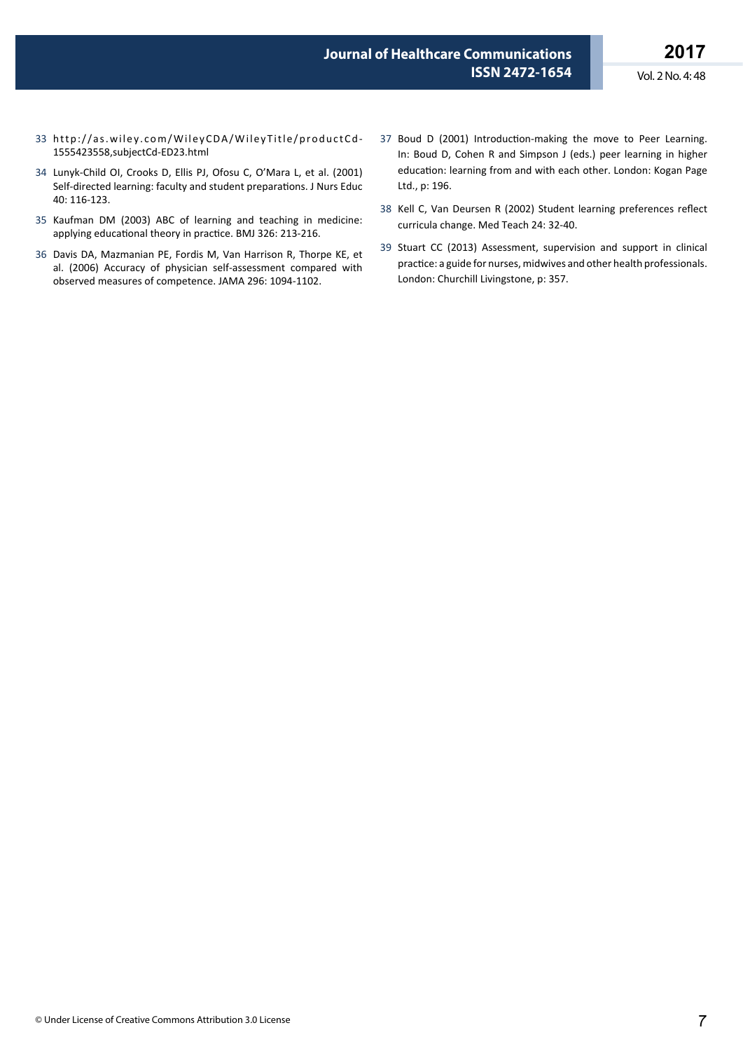33. http://as.wiley.com/WileyCDA/WileyTitle/productCd-1555423558,subjectCd-ED23.html
34. Lunyk-Child OI, Crooks D, Ellis PJ, Ofosu C, O'Mara L, et al. (2001) Self-directed learning: faculty and student preparations. J Nurs Educ 40: 116-123.
35. Kaufman DM (2003) ABC of learning and teaching in medicine: applying educational theory in practice. BMJ 326: 213-216.
36. Davis DA, Mazmanian PE, Fordis M, Van Harrison R, Thorpe KE, et al. (2006) Accuracy of physician self-assessment compared with observed measures of competence. JAMA 296: 1094-1102.
37. Boud D (2001) Introduction-making the move to Peer Learning. In: Boud D, Cohen R and Simpson J (eds.) peer learning in higher education: learning from and with each other. London: Kogan Page Ltd., p: 196.
38. Kell C, Van Deursen R (2002) Student learning preferences reflect curricula change. Med Teach 24: 32-40.
39. Stuart CC (2013) Assessment, supervision and support in clinical practice: a guide for nurses, midwives and other health professionals. London: Churchill Livingstone, p: 357.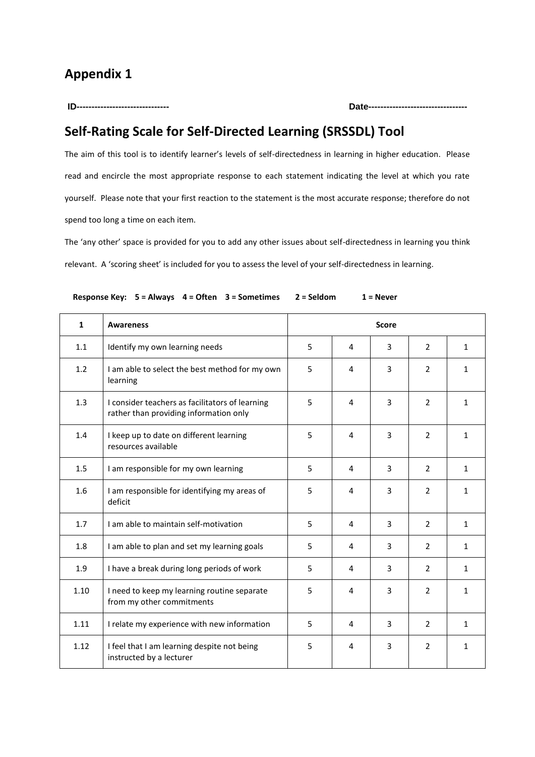# Appendix 1

**ID------------------------------** **Date--------------------------------**

## Self-Rating Scale for Self-Directed Learning (SRSSDL) Tool

The aim of this tool is to identify learner's levels of self-directedness in learning in higher education. Please read and encircle the most appropriate response to each statement indicating the level at which you rate yourself. Please note that your first reaction to the statement is the most accurate response; therefore do not spend too long a time on each item.

The 'any other' space is provided for you to add any other issues about self-directedness in learning you think relevant. A 'scoring sheet' is included for you to assess the level of your self-directedness in learning.

**Response Key: 5 = Always 4 = Often 3 = Sometimes 2 = Seldom 1 = Never**

| 1 | Awareness | Score | | | | |
|---|---|---|---|---|---|---|
| 1.1 | Identify my own learning needs | 5 | 4 | 3 | 2 | 1 |
| 1.2 | I am able to select the best method for my own learning | 5 | 4 | 3 | 2 | 1 |
| 1.3 | I consider teachers as facilitators of learning rather than providing information only | 5 | 4 | 3 | 2 | 1 |
| 1.4 | I keep up to date on different learning resources available | 5 | 4 | 3 | 2 | 1 |
| 1.5 | I am responsible for my own learning | 5 | 4 | 3 | 2 | 1 |
| 1.6 | I am responsible for identifying my areas of deficit | 5 | 4 | 3 | 2 | 1 |
| 1.7 | I am able to maintain self-motivation | 5 | 4 | 3 | 2 | 1 |
| 1.8 | I am able to plan and set my learning goals | 5 | 4 | 3 | 2 | 1 |
| 1.9 | I have a break during long periods of work | 5 | 4 | 3 | 2 | 1 |
| 1.10 | I need to keep my learning routine separate from my other commitments | 5 | 4 | 3 | 2 | 1 |
| 1.11 | I relate my experience with new information | 5 | 4 | 3 | 2 | 1 |
| 1.12 | I feel that I am learning despite not being instructed by a lecturer | 5 | 4 | 3 | 2 | 1 |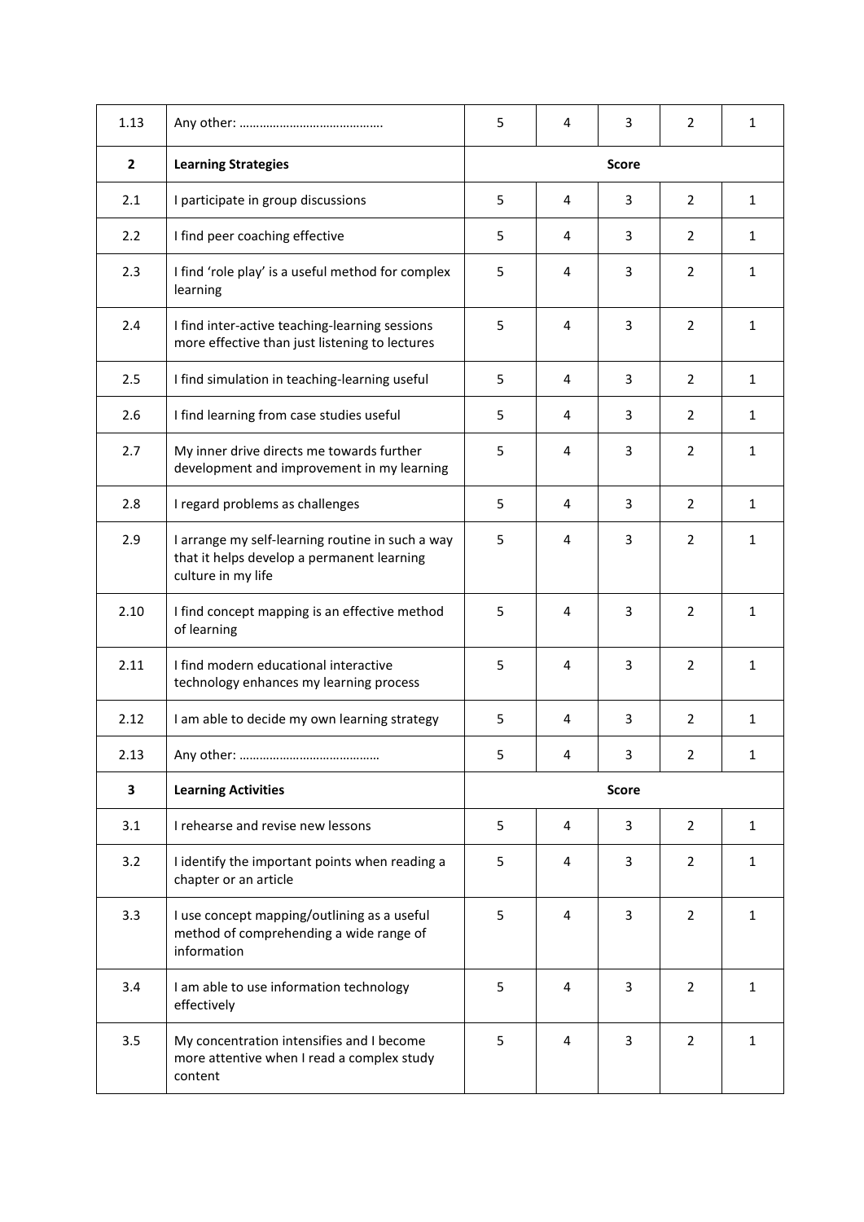| 1.13 | Any other: …………………………………… | 5 | 4 | 3 | 2 | 1 |
|---|---|---|---|---|---|---|
| **2** | **Learning Strategies** | **Score** | | | | |
| 2.1 | I participate in group discussions | 5 | 4 | 3 | 2 | 1 |
| 2.2 | I find peer coaching effective | 5 | 4 | 3 | 2 | 1 |
| 2.3 | I find 'role play' is a useful method for complex learning | 5 | 4 | 3 | 2 | 1 |
| 2.4 | I find inter-active teaching-learning sessions more effective than just listening to lectures | 5 | 4 | 3 | 2 | 1 |
| 2.5 | I find simulation in teaching-learning useful | 5 | 4 | 3 | 2 | 1 |
| 2.6 | I find learning from case studies useful | 5 | 4 | 3 | 2 | 1 |
| 2.7 | My inner drive directs me towards further development and improvement in my learning | 5 | 4 | 3 | 2 | 1 |
| 2.8 | I regard problems as challenges | 5 | 4 | 3 | 2 | 1 |
| 2.9 | I arrange my self-learning routine in such a way that it helps develop a permanent learning culture in my life | 5 | 4 | 3 | 2 | 1 |
| 2.10 | I find concept mapping is an effective method of learning | 5 | 4 | 3 | 2 | 1 |
| 2.11 | I find modern educational interactive technology enhances my learning process | 5 | 4 | 3 | 2 | 1 |
| 2.12 | I am able to decide my own learning strategy | 5 | 4 | 3 | 2 | 1 |
| 2.13 | Any other: …………………………………… | 5 | 4 | 3 | 2 | 1 |
| **3** | **Learning Activities** | **Score** | | | | |
| 3.1 | I rehearse and revise new lessons | 5 | 4 | 3 | 2 | 1 |
| 3.2 | I identify the important points when reading a chapter or an article | 5 | 4 | 3 | 2 | 1 |
| 3.3 | I use concept mapping/outlining as a useful method of comprehending a wide range of information | 5 | 4 | 3 | 2 | 1 |
| 3.4 | I am able to use information technology effectively | 5 | 4 | 3 | 2 | 1 |
| 3.5 | My concentration intensifies and I become more attentive when I read a complex study content | 5 | 4 | 3 | 2 | 1 |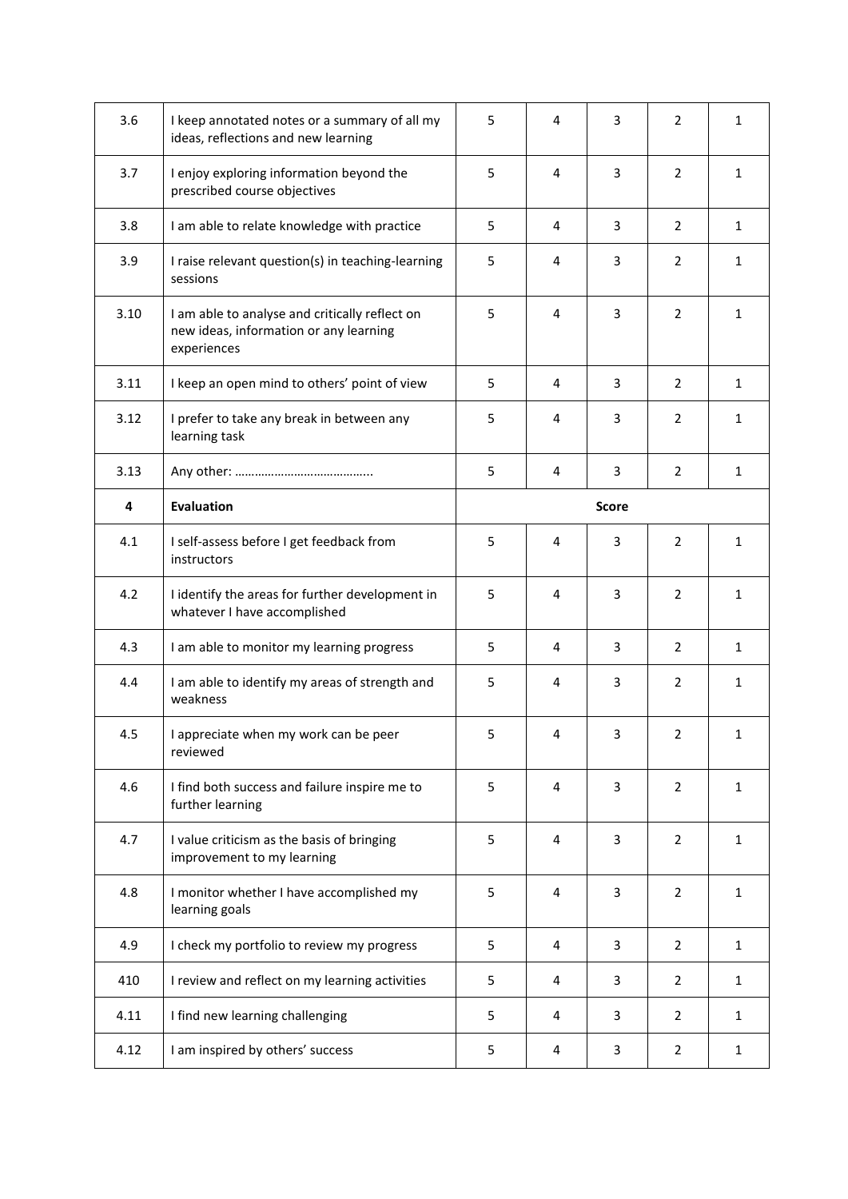| | | | | | | |
|---|---|---|---|---|---|---|
| 3.6 | I keep annotated notes or a summary of all my ideas, reflections and new learning | 5 | 4 | 3 | 2 | 1 |
| 3.7 | I enjoy exploring information beyond the prescribed course objectives | 5 | 4 | 3 | 2 | 1 |
| 3.8 | I am able to relate knowledge with practice | 5 | 4 | 3 | 2 | 1 |
| 3.9 | I raise relevant question(s) in teaching-learning sessions | 5 | 4 | 3 | 2 | 1 |
| 3.10 | I am able to analyse and critically reflect on new ideas, information or any learning experiences | 5 | 4 | 3 | 2 | 1 |
| 3.11 | I keep an open mind to others' point of view | 5 | 4 | 3 | 2 | 1 |
| 3.12 | I prefer to take any break in between any learning task | 5 | 4 | 3 | 2 | 1 |
| 3.13 | Any other: ………………………………….. | 5 | 4 | 3 | 2 | 1 |
| **4** | **Evaluation** | **Score** | | | | |
| 4.1 | I self-assess before I get feedback from instructors | 5 | 4 | 3 | 2 | 1 |
| 4.2 | I identify the areas for further development in whatever I have accomplished | 5 | 4 | 3 | 2 | 1 |
| 4.3 | I am able to monitor my learning progress | 5 | 4 | 3 | 2 | 1 |
| 4.4 | I am able to identify my areas of strength and weakness | 5 | 4 | 3 | 2 | 1 |
| 4.5 | I appreciate when my work can be peer reviewed | 5 | 4 | 3 | 2 | 1 |
| 4.6 | I find both success and failure inspire me to further learning | 5 | 4 | 3 | 2 | 1 |
| 4.7 | I value criticism as the basis of bringing improvement to my learning | 5 | 4 | 3 | 2 | 1 |
| 4.8 | I monitor whether I have accomplished my learning goals | 5 | 4 | 3 | 2 | 1 |
| 4.9 | I check my portfolio to review my progress | 5 | 4 | 3 | 2 | 1 |
| 410 | I review and reflect on my learning activities | 5 | 4 | 3 | 2 | 1 |
| 4.11 | I find new learning challenging | 5 | 4 | 3 | 2 | 1 |
| 4.12 | I am inspired by others' success | 5 | 4 | 3 | 2 | 1 |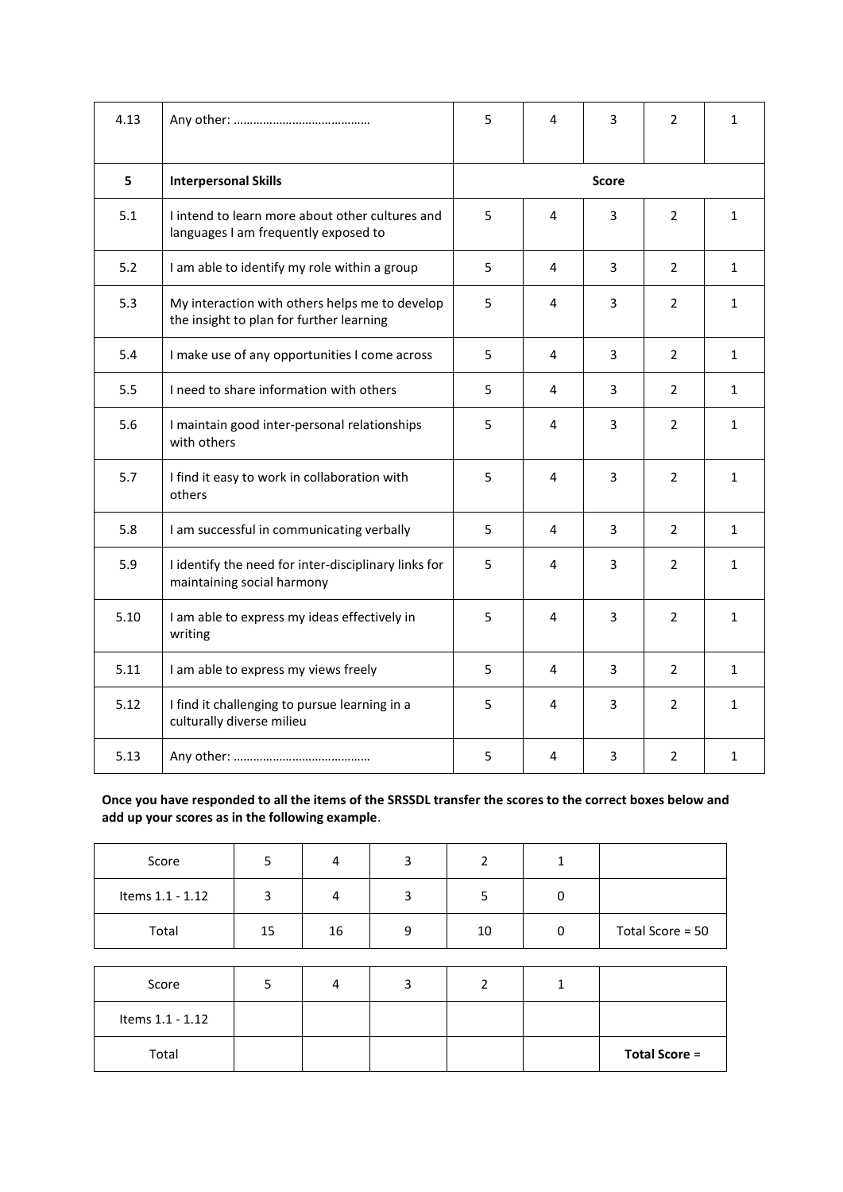| | | | | | | |
|---|---|---|---|---|---|---|
| 4.13 | Any other: …………………………………… | 5 | 4 | 3 | 2 | 1 |
| **5** | **Interpersonal Skills** | **Score** | | | | |
| 5.1 | I intend to learn more about other cultures and languages I am frequently exposed to | 5 | 4 | 3 | 2 | 1 |
| 5.2 | I am able to identify my role within a group | 5 | 4 | 3 | 2 | 1 |
| 5.3 | My interaction with others helps me to develop the insight to plan for further learning | 5 | 4 | 3 | 2 | 1 |
| 5.4 | I make use of any opportunities I come across | 5 | 4 | 3 | 2 | 1 |
| 5.5 | I need to share information with others | 5 | 4 | 3 | 2 | 1 |
| 5.6 | I maintain good inter-personal relationships with others | 5 | 4 | 3 | 2 | 1 |
| 5.7 | I find it easy to work in collaboration with others | 5 | 4 | 3 | 2 | 1 |
| 5.8 | I am successful in communicating verbally | 5 | 4 | 3 | 2 | 1 |
| 5.9 | I identify the need for inter-disciplinary links for maintaining social harmony | 5 | 4 | 3 | 2 | 1 |
| 5.10 | I am able to express my ideas effectively in writing | 5 | 4 | 3 | 2 | 1 |
| 5.11 | I am able to express my views freely | 5 | 4 | 3 | 2 | 1 |
| 5.12 | I find it challenging to pursue learning in a culturally diverse milieu | 5 | 4 | 3 | 2 | 1 |
| 5.13 | Any other: …………………………………… | 5 | 4 | 3 | 2 | 1 |

**Once you have responded to all the items of the SRSSDL transfer the scores to the correct boxes below and add up your scores as in the following example**.

| Score | 5 | 4 | 3 | 2 | 1 | |
|---|---|---|---|---|---|---|
| Items 1.1 - 1.12 | 3 | 4 | 3 | 5 | 0 | |
| Total | 15 | 16 | 9 | 10 | 0 | Total Score = 50 |

| Score | 5 | 4 | 3 | 2 | 1 | |
|---|---|---|---|---|---|---|
| Items 1.1 - 1.12 | | | | | | |
| Total | | | | | | **Total Score** = |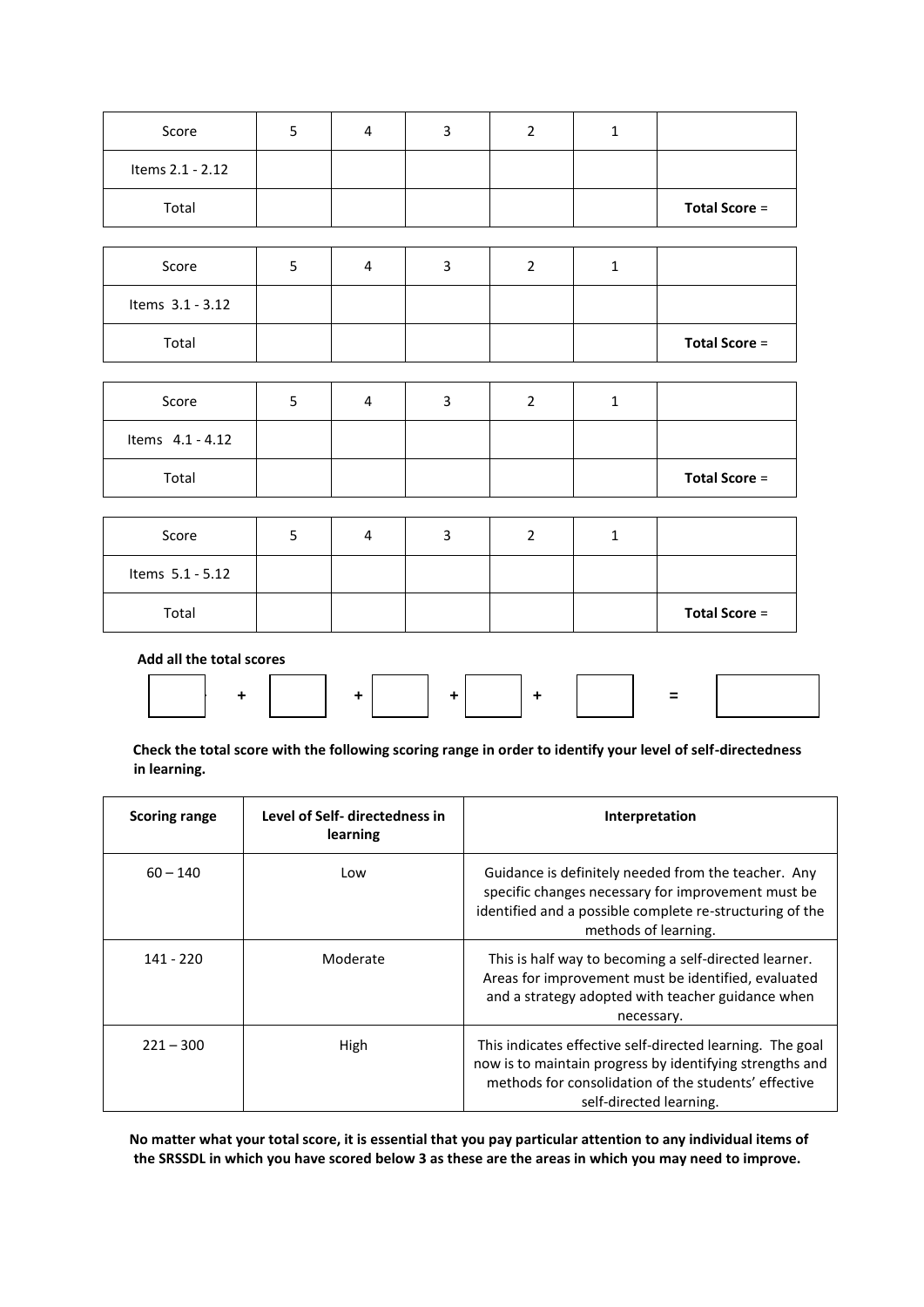| Score | 5 | 4 | 3 | 2 | 1 | |
|---|---|---|---|---|---|---|
| Items 2.1 - 2.12 | | | | | | |
| Total | | | | | | **Total Score** = |

| Score | 5 | 4 | 3 | 2 | 1 | |
|---|---|---|---|---|---|---|
| Items 3.1 - 3.12 | | | | | | |
| Total | | | | | | **Total Score** = |

| Score | 5 | 4 | 3 | 2 | 1 | |
|---|---|---|---|---|---|---|
| Items 4.1 - 4.12 | | | | | | |
| Total | | | | | | **Total Score** = |

| Score | 5 | 4 | 3 | 2 | 1 | |
|---|---|---|---|---|---|---|
| Items 5.1 - 5.12 | | | | | | |
| Total | | | | | | **Total Score** = |

**Add all the total scores**

☐ **+** ☐ **+** ☐ **+** ☐ **+** ☐ **=** ☐

**Check the total score with the following scoring range in order to identify your level of self-directedness in learning.**

| **Scoring range** | **Level of Self- directedness in learning** | **Interpretation** |
|---|---|---|
| 60 – 140 | Low | Guidance is definitely needed from the teacher. Any specific changes necessary for improvement must be identified and a possible complete re-structuring of the methods of learning. |
| 141 - 220 | Moderate | This is half way to becoming a self-directed learner. Areas for improvement must be identified, evaluated and a strategy adopted with teacher guidance when necessary. |
| 221 – 300 | High | This indicates effective self-directed learning. The goal now is to maintain progress by identifying strengths and methods for consolidation of the students' effective self-directed learning. |

**No matter what your total score, it is essential that you pay particular attention to any individual items of the SRSSDL in which you have scored below 3 as these are the areas in which you may need to improve.**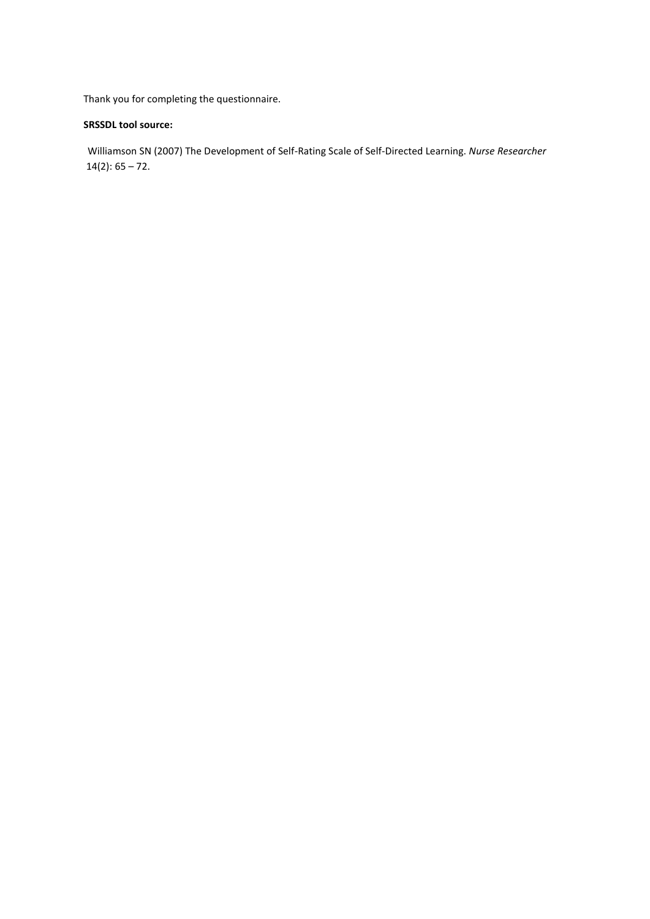Thank you for completing the questionnaire.

**SRSSDL tool source:**

Williamson SN (2007) The Development of Self-Rating Scale of Self-Directed Learning. *Nurse Researcher* 14(2): 65 – 72.